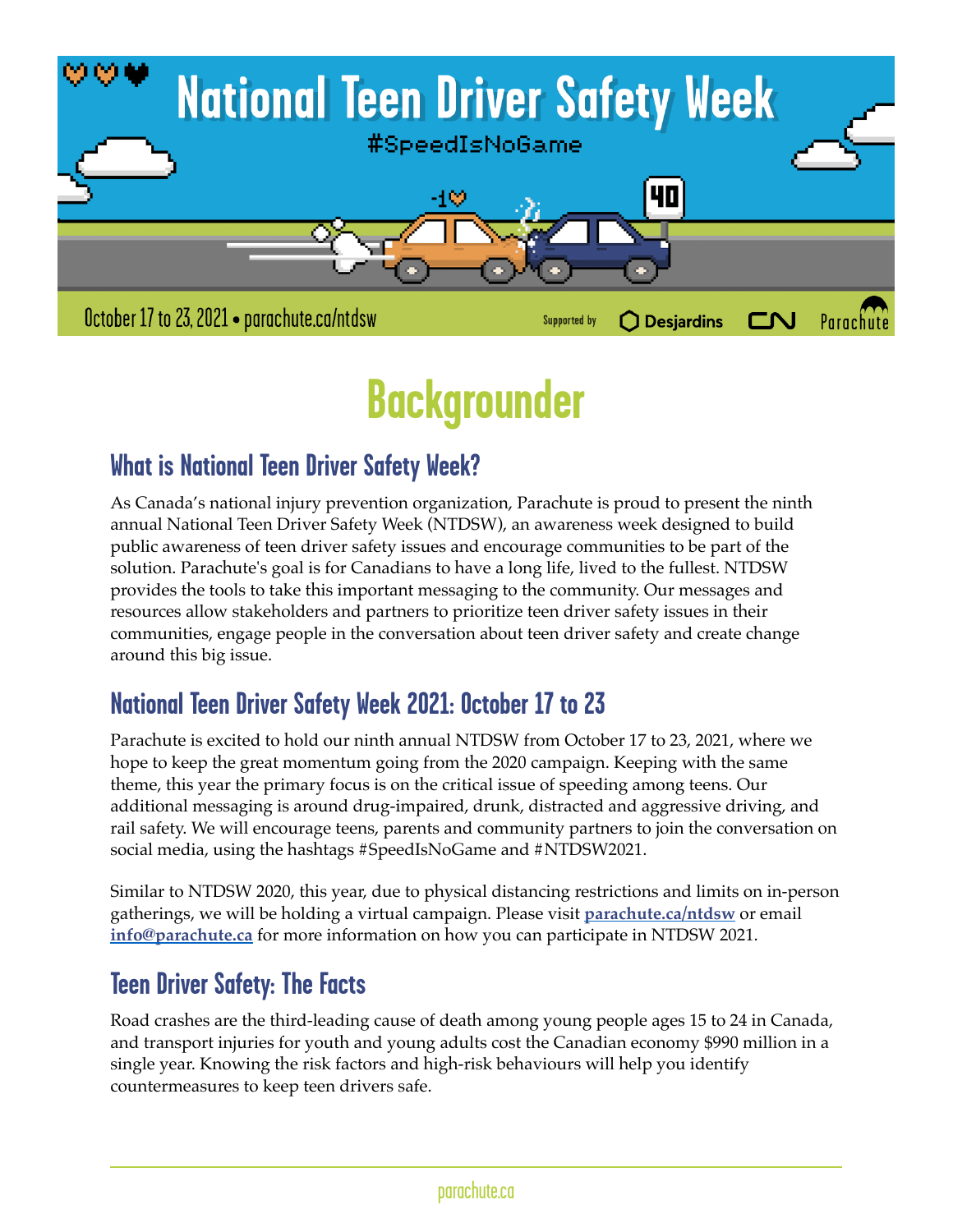# National Teen Driver Safety Week

#SpeedIsNoGame

October 17 to 23, 2021 • parachute.ca/ntdsw

Supported by Desjardins CN Parachute

# Backgrounder

## What is National Teen Driver Safety Week?

As Canada's national injury prevention organization, Parachute is proud to present the ninth annual National Teen Driver Safety Week (NTDSW), an awareness week designed to build public awareness of teen driver safety issues and encourage communities to be part of the solution. Parachute's goal is for Canadians to have a long life, lived to the fullest. NTDSW provides the tools to take this important messaging to the community. Our messages and resources allow stakeholders and partners to prioritize teen driver safety issues in their communities, engage people in the conversation about teen driver safety and create change around this big issue.

## National Teen Driver Safety Week 2021: October 17 to 23

Parachute is excited to hold our ninth annual NTDSW from October 17 to 23, 2021, where we hope to keep the great momentum going from the 2020 campaign. Keeping with the same theme, this year the primary focus is on the critical issue of speeding among teens. Our additional messaging is around drug-impaired, drunk, distracted and aggressive driving, and rail safety. We will encourage teens, parents and community partners to join the conversation on social media, using the hashtags #SpeedIsNoGame and #NTDSW2021.

Similar to NTDSW 2020, this year, due to physical distancing restrictions and limits on in-person gatherings, we will be holding a virtual campaign. Please visit **parachute.ca/ntdsw** or email **info@parachute.ca** for more information on how you can participate in NTDSW 2021.

## Teen Driver Safety: The Facts

Road crashes are the third-leading cause of death among young people ages 15 to 24 in Canada, and transport injuries for youth and young adults cost the Canadian economy $990 million in a single year. Knowing the risk factors and high-risk behaviours will help you identify countermeasures to keep teen drivers safe.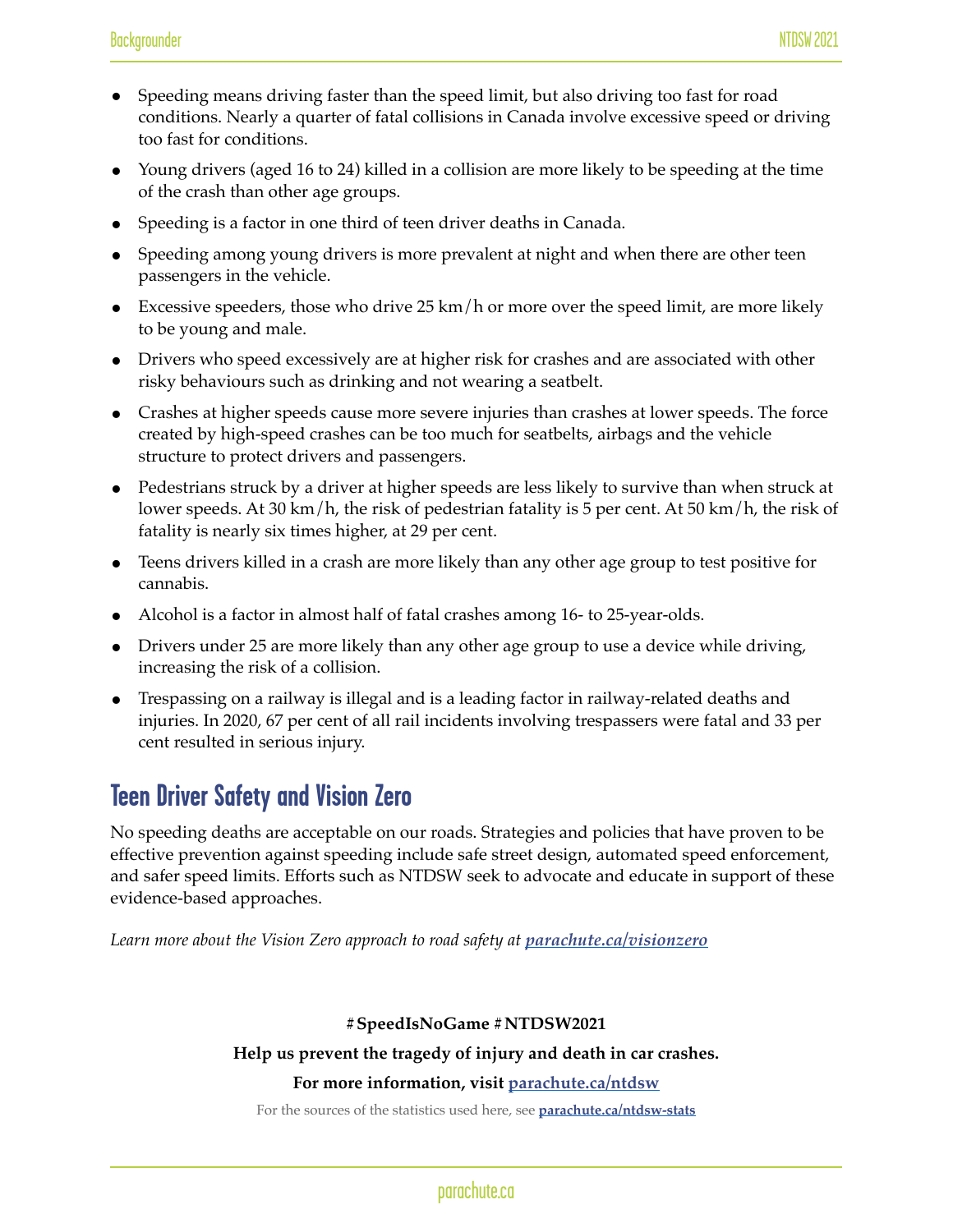- Speeding means driving faster than the speed limit, but also driving too fast for road conditions. Nearly a quarter of fatal collisions in Canada involve excessive speed or driving too fast for conditions.
- Young drivers (aged 16 to 24) killed in a collision are more likely to be speeding at the time of the crash than other age groups.
- Speeding is a factor in one third of teen driver deaths in Canada.
- Speeding among young drivers is more prevalent at night and when there are other teen passengers in the vehicle.
- Excessive speeders, those who drive 25 km/h or more over the speed limit, are more likely to be young and male.
- Drivers who speed excessively are at higher risk for crashes and are associated with other risky behaviours such as drinking and not wearing a seatbelt.
- Crashes at higher speeds cause more severe injuries than crashes at lower speeds. The force created by high-speed crashes can be too much for seatbelts, airbags and the vehicle structure to protect drivers and passengers.
- Pedestrians struck by a driver at higher speeds are less likely to survive than when struck at lower speeds. At 30 km/h, the risk of pedestrian fatality is 5 per cent. At 50 km/h, the risk of fatality is nearly six times higher, at 29 per cent.
- Teens drivers killed in a crash are more likely than any other age group to test positive for cannabis.
- Alcohol is a factor in almost half of fatal crashes among 16- to 25-year-olds.
- Drivers under 25 are more likely than any other age group to use a device while driving, increasing the risk of a collision.
- Trespassing on a railway is illegal and is a leading factor in railway-related deaths and injuries. In 2020, 67 per cent of all rail incidents involving trespassers were fatal and 33 per cent resulted in serious injury.

## Teen Driver Safety and Vision Zero

No speeding deaths are acceptable on our roads. Strategies and policies that have proven to be effective prevention against speeding include safe street design, automated speed enforcement, and safer speed limits. Efforts such as NTDSW seek to advocate and educate in support of these evidence-based approaches.

*Learn more about the Vision Zero approach to road safety at* ***parachute.ca/visionzero***

**#SpeedIsNoGame #NTDSW2021**

**Help us prevent the tragedy of injury and death in car crashes.**

**For more information, visit parachute.ca/ntdsw**

For the sources of the statistics used here, see **parachute.ca/ntdsw-stats**